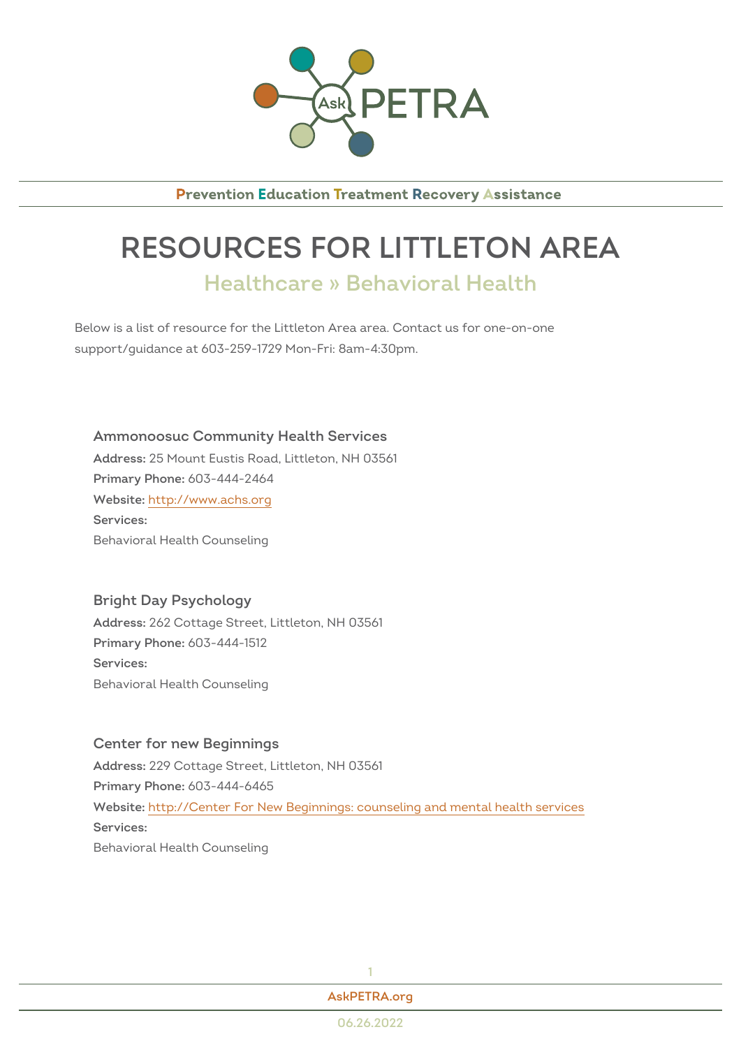Ask PETRA

**Prevention Education Treatment Recovery Assistance**

# RESOURCES FOR LITTLETON AREA

## Healthcare » Behavioral Health

Below is a list of resource for the Littleton Area area. Contact us for one-on-one support/guidance at 603-259-1729 Mon-Fri: 8am-4:30pm.

### Ammonoosuc Community Health Services

**Address:** 25 Mount Eustis Road, Littleton, NH 03561
**Primary Phone:** 603-444-2464
**Website:** http://www.achs.org
**Services:**
Behavioral Health Counseling

### Bright Day Psychology

**Address:** 262 Cottage Street, Littleton, NH 03561
**Primary Phone:** 603-444-1512
**Services:**
Behavioral Health Counseling

### Center for new Beginnings

**Address:** 229 Cottage Street, Littleton, NH 03561
**Primary Phone:** 603-444-6465
**Website:** http://Center For New Beginnings: counseling and mental health services
**Services:**
Behavioral Health Counseling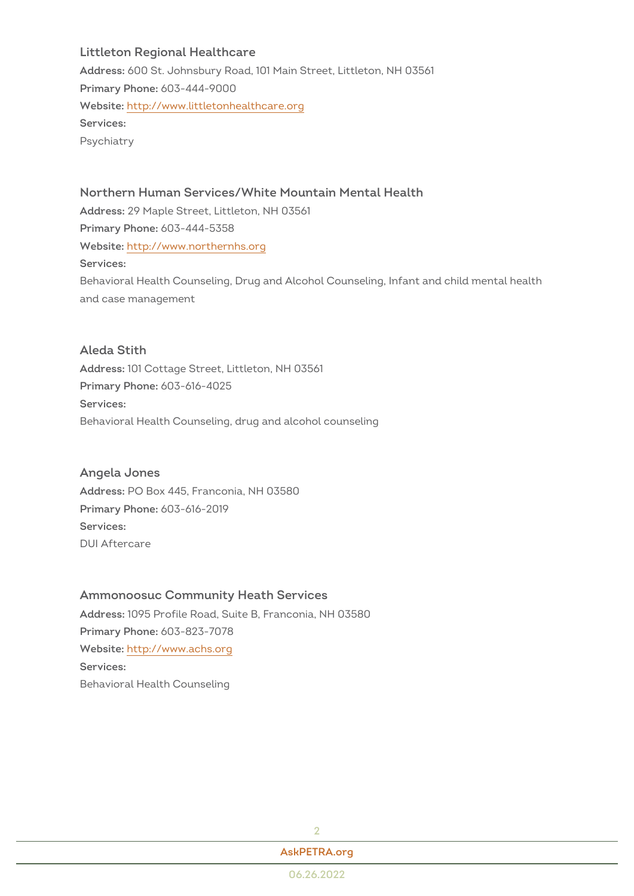### Littleton Regional Healthcare

**Address:** 600 St. Johnsbury Road, 101 Main Street, Littleton, NH 03561

**Primary Phone:** 603-444-9000

**Website:** http://www.littletonhealthcare.org

**Services:**

Psychiatry

### Northern Human Services/White Mountain Mental Health

**Address:** 29 Maple Street, Littleton, NH 03561

**Primary Phone:** 603-444-5358

**Website:** http://www.northernhs.org

**Services:**

Behavioral Health Counseling, Drug and Alcohol Counseling, Infant and child mental health and case management

### Aleda Stith

**Address:** 101 Cottage Street, Littleton, NH 03561

**Primary Phone:** 603-616-4025

**Services:**

Behavioral Health Counseling, drug and alcohol counseling

### Angela Jones

**Address:** PO Box 445, Franconia, NH 03580

**Primary Phone:** 603-616-2019

**Services:**

DUI Aftercare

### Ammonoosuc Community Heath Services

**Address:** 1095 Profile Road, Suite B, Franconia, NH 03580

**Primary Phone:** 603-823-7078

**Website:** http://www.achs.org

**Services:**

Behavioral Health Counseling